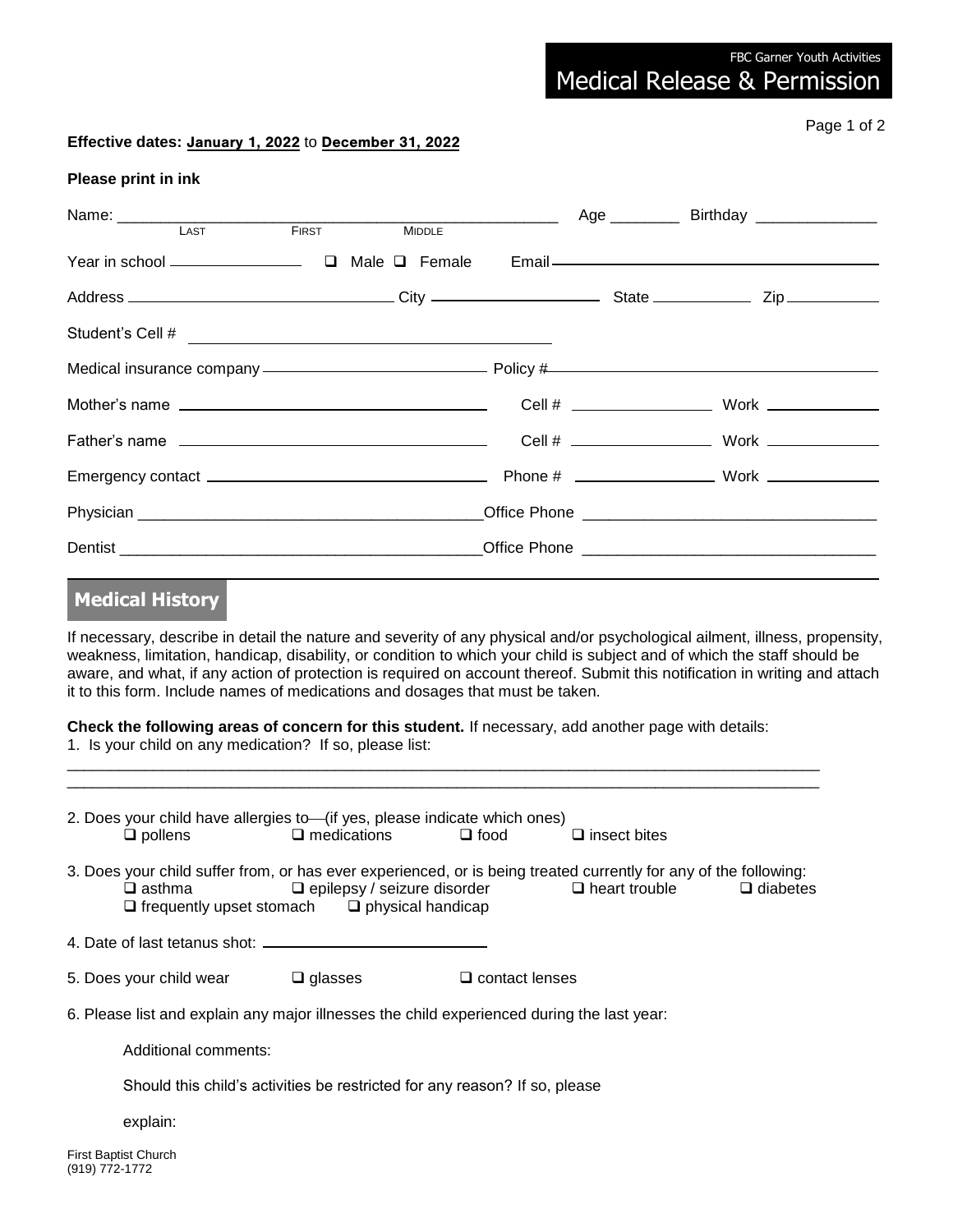FBC Garner Youth Activities

# Medical Release & Permission

**Effective dates: January 1, 2022 to December 31, 2022**

**Please print in ink**

Name: ______________________________________________ Age ________ Birthday ______________
LAST FIRST MIDDLE

Year in school ______________ ❑ Male ❑ Female Email ______________________________

Address ______________________________ City ____________________ State ____________ Zip __________

Student's Cell # ______________________________

Medical insurance company ______________________________ Policy # ______________________________

Mother's name ______________________________ Cell # ________________ Work ______________

Father's name ______________________________ Cell # ________________ Work ______________

Emergency contact ______________________________ Phone # ________________ Work ______________

Physician ______________________________ Office Phone ______________________________

Dentist ______________________________ Office Phone ______________________________

## Medical History

If necessary, describe in detail the nature and severity of any physical and/or psychological ailment, illness, propensity, weakness, limitation, handicap, disability, or condition to which your child is subject and of which the staff should be aware, and what, if any action of protection is required on account thereof. Submit this notification in writing and attach it to this form. Include names of medications and dosages that must be taken.

**Check the following areas of concern for this student.** If necessary, add another page with details:

1. Is your child on any medication? If so, please list:

______________________________________________________________________________________

______________________________________________________________________________________

2. Does your child have allergies to—(if yes, please indicate which ones)
   ❑ pollens ❑ medications ❑ food ❑ insect bites

3. Does your child suffer from, or has ever experienced, or is being treated currently for any of the following:
   ❑ asthma ❑ epilepsy / seizure disorder ❑ heart trouble ❑ diabetes
   ❑ frequently upset stomach ❑ physical handicap

4. Date of last tetanus shot: ______________________

5. Does your child wear ❑ glasses ❑ contact lenses

6. Please list and explain any major illnesses the child experienced during the last year:

   Additional comments:

   Should this child's activities be restricted for any reason? If so, please

   explain:

First Baptist Church
(919) 772-1772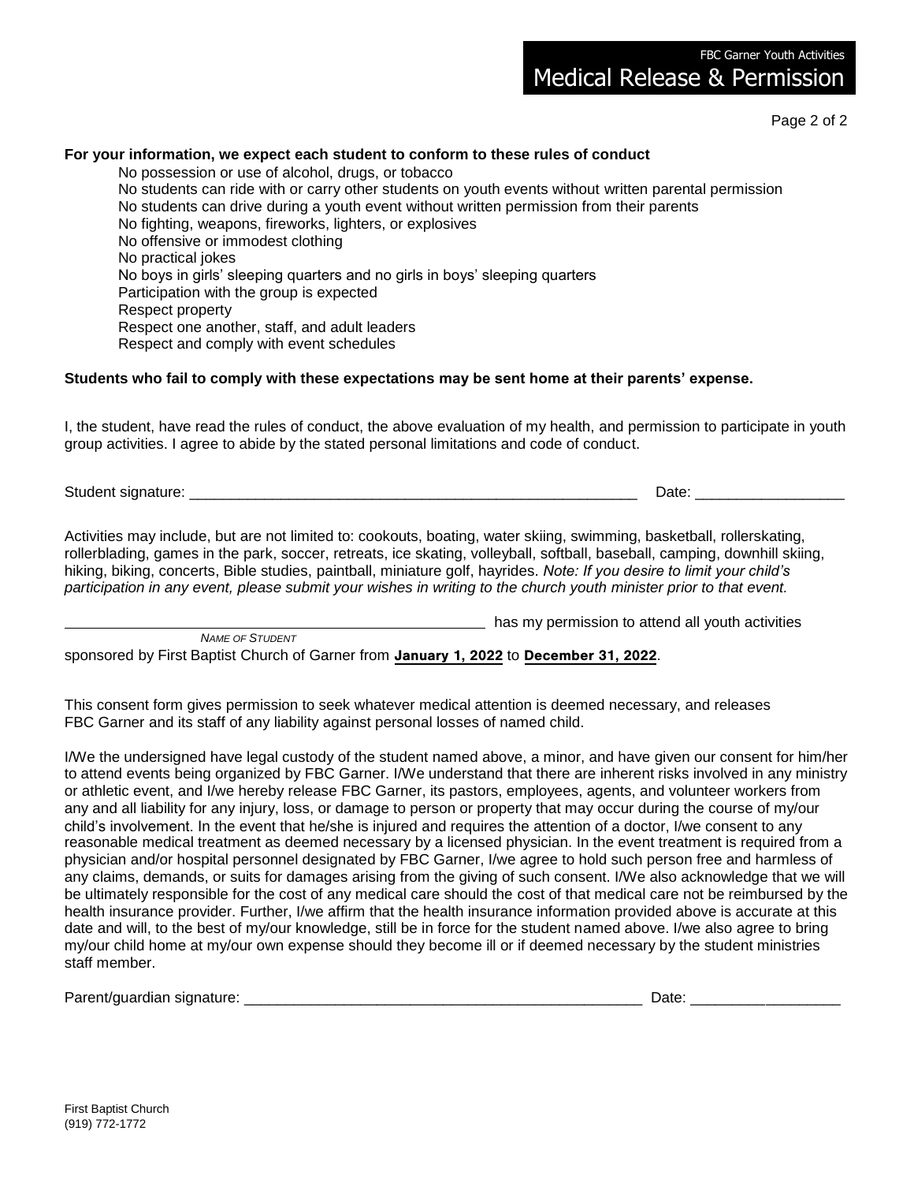**For your information, we expect each student to conform to these rules of conduct**

- No possession or use of alcohol, drugs, or tobacco
- No students can ride with or carry other students on youth events without written parental permission
- No students can drive during a youth event without written permission from their parents
- No fighting, weapons, fireworks, lighters, or explosives
- No offensive or immodest clothing
- No practical jokes
- No boys in girls' sleeping quarters and no girls in boys' sleeping quarters
- Participation with the group is expected
- Respect property
- Respect one another, staff, and adult leaders
- Respect and comply with event schedules

**Students who fail to comply with these expectations may be sent home at their parents' expense.**

I, the student, have read the rules of conduct, the above evaluation of my health, and permission to participate in youth group activities. I agree to abide by the stated personal limitations and code of conduct.

Student signature: ________________________________________________________ Date: __________________

Activities may include, but are not limited to: cookouts, boating, water skiing, swimming, basketball, rollerskating, rollerblading, games in the park, soccer, retreats, ice skating, volleyball, softball, baseball, camping, downhill skiing, hiking, biking, concerts, Bible studies, paintball, miniature golf, hayrides. *Note: If you desire to limit your child's participation in any event, please submit your wishes in writing to the church youth minister prior to that event.*

_____________________________________________________ has my permission to attend all youth activities
*NAME OF STUDENT*
sponsored by First Baptist Church of Garner from **January 1, 2022** to **December 31, 2022**.

This consent form gives permission to seek whatever medical attention is deemed necessary, and releases FBC Garner and its staff of any liability against personal losses of named child.

I/We the undersigned have legal custody of the student named above, a minor, and have given our consent for him/her to attend events being organized by FBC Garner. I/We understand that there are inherent risks involved in any ministry or athletic event, and I/we hereby release FBC Garner, its pastors, employees, agents, and volunteer workers from any and all liability for any injury, loss, or damage to person or property that may occur during the course of my/our child's involvement. In the event that he/she is injured and requires the attention of a doctor, I/we consent to any reasonable medical treatment as deemed necessary by a licensed physician. In the event treatment is required from a physician and/or hospital personnel designated by FBC Garner, I/we agree to hold such person free and harmless of any claims, demands, or suits for damages arising from the giving of such consent. I/We also acknowledge that we will be ultimately responsible for the cost of any medical care should the cost of that medical care not be reimbursed by the health insurance provider. Further, I/we affirm that the health insurance information provided above is accurate at this date and will, to the best of my/our knowledge, still be in force for the student named above. I/we also agree to bring my/our child home at my/our own expense should they become ill or if deemed necessary by the student ministries staff member.

Parent/guardian signature: __________________________________________________ Date: __________________

First Baptist Church
(919) 772-1772